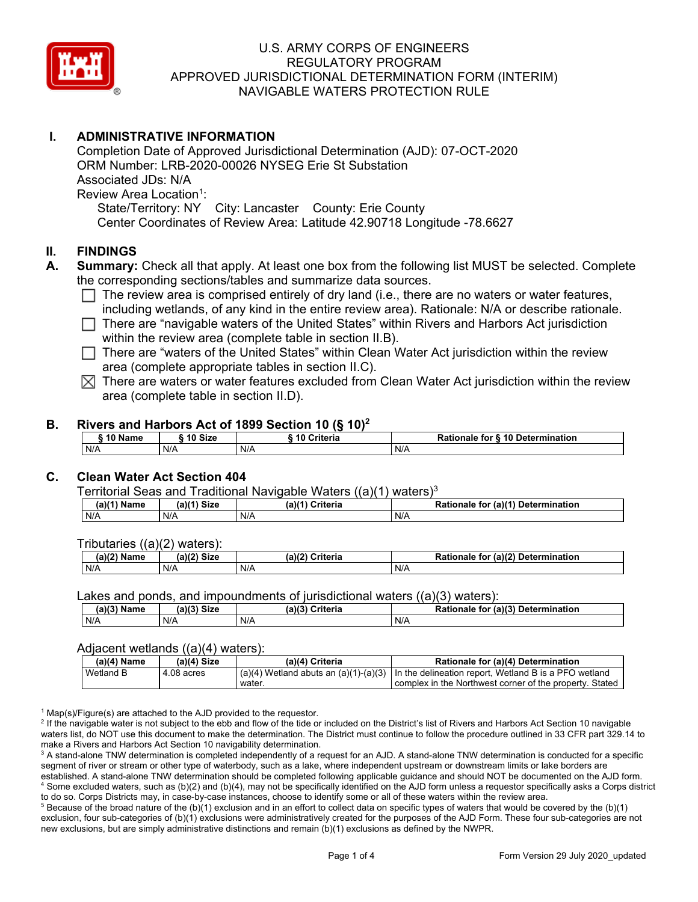U.S. ARMY CORPS OF ENGINEERS
REGULATORY PROGRAM
APPROVED JURISDICTIONAL DETERMINATION FORM (INTERIM)
NAVIGABLE WATERS PROTECTION RULE

## I. ADMINISTRATIVE INFORMATION

Completion Date of Approved Jurisdictional Determination (AJD): 07-OCT-2020
ORM Number: LRB-2020-00026 NYSEG Erie St Substation
Associated JDs: N/A
Review Area Location[1]:
State/Territory: NY City: Lancaster County: Erie County
Center Coordinates of Review Area: Latitude 42.90718 Longitude -78.6627

## II. FINDINGS

**A. Summary:** Check all that apply. At least one box from the following list MUST be selected. Complete the corresponding sections/tables and summarize data sources.

- ☐ The review area is comprised entirely of dry land (i.e., there are no waters or water features, including wetlands, of any kind in the entire review area). Rationale: N/A or describe rationale.
- ☐ There are "navigable waters of the United States" within Rivers and Harbors Act jurisdiction within the review area (complete table in section II.B).
- ☐ There are "waters of the United States" within Clean Water Act jurisdiction within the review area (complete appropriate tables in section II.C).
- ☒ There are waters or water features excluded from Clean Water Act jurisdiction within the review area (complete table in section II.D).

**B. Rivers and Harbors Act of 1899 Section 10 (§ 10)[2]**

| § 10 Name | § 10 Size | § 10 Criteria | Rationale for § 10 Determination |
|---|---|---|---|
| N/A | N/A | N/A | N/A |

**C. Clean Water Act Section 404**

Territorial Seas and Traditional Navigable Waters ((a)(1) waters)[3]

| (a)(1) Name | (a)(1) Size | (a)(1) Criteria | Rationale for (a)(1) Determination |
|---|---|---|---|
| N/A | N/A | N/A | N/A |

Tributaries ((a)(2) waters):

| (a)(2) Name | (a)(2) Size | (a)(2) Criteria | Rationale for (a)(2) Determination |
|---|---|---|---|
| N/A | N/A | N/A | N/A |

Lakes and ponds, and impoundments of jurisdictional waters ((a)(3) waters):

| (a)(3) Name | (a)(3) Size | (a)(3) Criteria | Rationale for (a)(3) Determination |
|---|---|---|---|
| N/A | N/A | N/A | N/A |

Adjacent wetlands ((a)(4) waters):

| (a)(4) Name | (a)(4) Size | (a)(4) Criteria | Rationale for (a)(4) Determination |
|---|---|---|---|
| Wetland B | 4.08 acres | (a)(4) Wetland abuts an (a)(1)-(a)(3) water. | In the delineation report, Wetland B is a PFO wetland complex in the Northwest corner of the property. Stated |

[1] Map(s)/Figure(s) are attached to the AJD provided to the requestor.
[2] If the navigable water is not subject to the ebb and flow of the tide or included on the District's list of Rivers and Harbors Act Section 10 navigable waters list, do NOT use this document to make the determination. The District must continue to follow the procedure outlined in 33 CFR part 329.14 to make a Rivers and Harbors Act Section 10 navigability determination.
[3] A stand-alone TNW determination is completed independently of a request for an AJD. A stand-alone TNW determination is conducted for a specific segment of river or stream or other type of waterbody, such as a lake, where independent upstream or downstream limits or lake borders are established. A stand-alone TNW determination should be completed following applicable guidance and should NOT be documented on the AJD form.
[4] Some excluded waters, such as (b)(2) and (b)(4), may not be specifically identified on the AJD form unless a requestor specifically asks a Corps district to do so. Corps Districts may, in case-by-case instances, choose to identify some or all of these waters within the review area.
[5] Because of the broad nature of the (b)(1) exclusion and in an effort to collect data on specific types of waters that would be covered by the (b)(1) exclusion, four sub-categories of (b)(1) exclusions were administratively created for the purposes of the AJD Form. These four sub-categories are not new exclusions, but are simply administrative distinctions and remain (b)(1) exclusions as defined by the NWPR.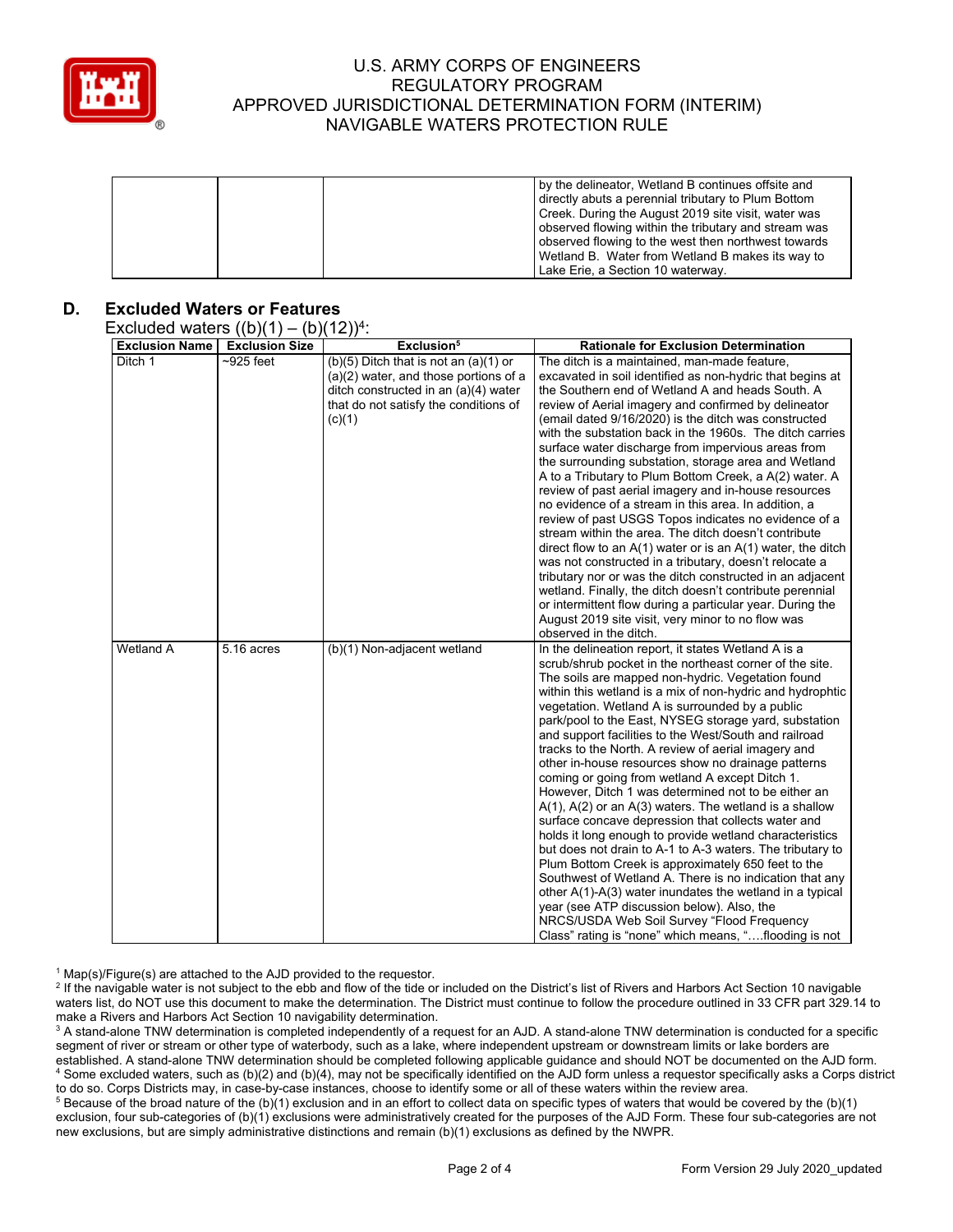| | | | by the delineator, Wetland B continues offsite and directly abuts a perennial tributary to Plum Bottom Creek. During the August 2019 site visit, water was observed flowing within the tributary and stream was observed flowing to the west then northwest towards Wetland B. Water from Wetland B makes its way to Lake Erie, a Section 10 waterway. |
|---|---|---|---|

## D. Excluded Waters or Features

Excluded waters ((b)(1) – (b)(12))[4]:

| Exclusion Name | Exclusion Size | Exclusion[5] | Rationale for Exclusion Determination |
|---|---|---|---|
| Ditch 1 | ~925 feet | (b)(5) Ditch that is not an (a)(1) or (a)(2) water, and those portions of a ditch constructed in an (a)(4) water that do not satisfy the conditions of (c)(1) | The ditch is a maintained, man-made feature, excavated in soil identified as non-hydric that begins at the Southern end of Wetland A and heads South. A review of Aerial imagery and confirmed by delineator (email dated 9/16/2020) is the ditch was constructed with the substation back in the 1960s. The ditch carries surface water discharge from impervious areas from the surrounding substation, storage area and Wetland A to a Tributary to Plum Bottom Creek, a A(2) water. A review of past aerial imagery and in-house resources no evidence of a stream in this area. In addition, a review of past USGS Topos indicates no evidence of a stream within the area. The ditch doesn't contribute direct flow to an A(1) water or is an A(1) water, the ditch was not constructed in a tributary, doesn't relocate a tributary nor or was the ditch constructed in an adjacent wetland. Finally, the ditch doesn't contribute perennial or intermittent flow during a particular year. During the August 2019 site visit, very minor to no flow was observed in the ditch. |
| Wetland A | 5.16 acres | (b)(1) Non-adjacent wetland | In the delineation report, it states Wetland A is a scrub/shrub pocket in the northeast corner of the site. The soils are mapped non-hydric. Vegetation found within this wetland is a mix of non-hydric and hydrophtic vegetation. Wetland A is surrounded by a public park/pool to the East, NYSEG storage yard, substation and support facilities to the West/South and railroad tracks to the North. A review of aerial imagery and other in-house resources show no drainage patterns coming or going from wetland A except Ditch 1. However, Ditch 1 was determined not to be either an A(1), A(2) or an A(3) waters. The wetland is a shallow surface concave depression that collects water and holds it long enough to provide wetland characteristics but does not drain to A-1 to A-3 waters. The tributary to Plum Bottom Creek is approximately 650 feet to the Southwest of Wetland A. There is no indication that any other A(1)-A(3) water inundates the wetland in a typical year (see ATP discussion below). Also, the NRCS/USDA Web Soil Survey "Flood Frequency Class" rating is "none" which means, "….flooding is not |

[1] Map(s)/Figure(s) are attached to the AJD provided to the requestor.

[2] If the navigable water is not subject to the ebb and flow of the tide or included on the District's list of Rivers and Harbors Act Section 10 navigable waters list, do NOT use this document to make the determination. The District must continue to follow the procedure outlined in 33 CFR part 329.14 to make a Rivers and Harbors Act Section 10 navigability determination.

[3] A stand-alone TNW determination is completed independently of a request for an AJD. A stand-alone TNW determination is conducted for a specific segment of river or stream or other type of waterbody, such as a lake, where independent upstream or downstream limits or lake borders are established. A stand-alone TNW determination should be completed following applicable guidance and should NOT be documented on the AJD form.

[4] Some excluded waters, such as (b)(2) and (b)(4), may not be specifically identified on the AJD form unless a requestor specifically asks a Corps district to do so. Corps Districts may, in case-by-case instances, choose to identify some or all of these waters within the review area.

[5] Because of the broad nature of the (b)(1) exclusion and in an effort to collect data on specific types of waters that would be covered by the (b)(1) exclusion, four sub-categories of (b)(1) exclusions were administratively created for the purposes of the AJD Form. These four sub-categories are not new exclusions, but are simply administrative distinctions and remain (b)(1) exclusions as defined by the NWPR.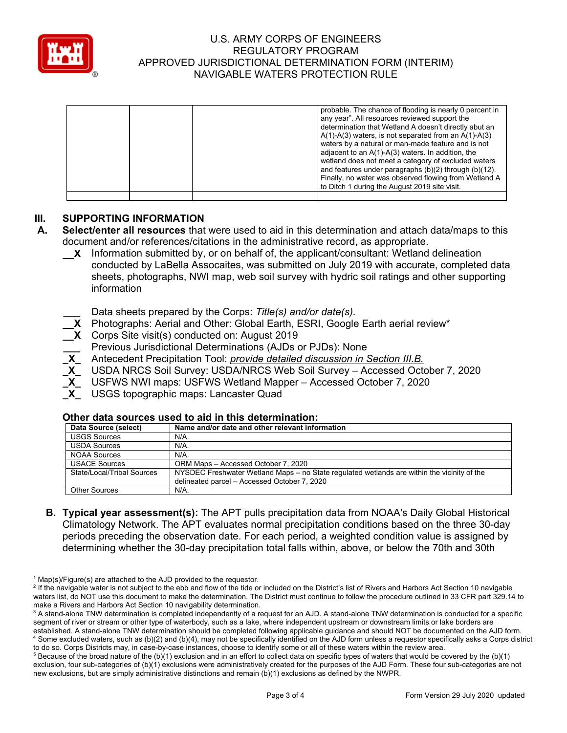| | | | probable. The chance of flooding is nearly 0 percent in any year". All resources reviewed support the determination that Wetland A doesn't directly abut an A(1)-A(3) waters, is not separated from an A(1)-A(3) waters by a natural or man-made feature and is not adjacent to an A(1)-A(3) waters. In addition, the wetland does not meet a category of excluded waters and features under paragraphs (b)(2) through (b)(12). Finally, no water was observed flowing from Wetland A to Ditch 1 during the August 2019 site visit. |
|---|---|---|---|
| | | | |

## III. SUPPORTING INFORMATION

**A. Select/enter all resources** that were used to aid in this determination and attach data/maps to this document and/or references/citations in the administrative record, as appropriate.

__X Information submitted by, or on behalf of, the applicant/consultant: Wetland delineation conducted by LaBella Assocaites, was submitted on July 2019 with accurate, completed data sheets, photographs, NWI map, web soil survey with hydric soil ratings and other supporting information

___ Data sheets prepared by the Corps: *Title(s) and/or date(s).*
__X Photographs: Aerial and Other: Global Earth, ESRI, Google Earth aerial review*
__X Corps Site visit(s) conducted on: August 2019
___ Previous Jurisdictional Determinations (AJDs or PJDs): None
_X_ Antecedent Precipitation Tool: *provide detailed discussion in Section III.B.*
_X_ USDA NRCS Soil Survey: USDA/NRCS Web Soil Survey – Accessed October 7, 2020
_X_ USFWS NWI maps: USFWS Wetland Mapper – Accessed October 7, 2020
_X_ USGS topographic maps: Lancaster Quad

**Other data sources used to aid in this determination:**

| Data Source (select) | Name and/or date and other relevant information |
|---|---|
| USGS Sources | N/A. |
| USDA Sources | N/A. |
| NOAA Sources | N/A. |
| USACE Sources | ORM Maps – Accessed October 7, 2020 |
| State/Local/Tribal Sources | NYSDEC Freshwater Wetland Maps – no State regulated wetlands are within the vicinity of the delineated parcel – Accessed October 7, 2020 |
| Other Sources | N/A. |

**B. Typical year assessment(s):** The APT pulls precipitation data from NOAA's Daily Global Historical Climatology Network. The APT evaluates normal precipitation conditions based on the three 30-day periods preceding the observation date. For each period, a weighted condition value is assigned by determining whether the 30-day precipitation total falls within, above, or below the 70th and 30th

[1] Map(s)/Figure(s) are attached to the AJD provided to the requestor.
[2] If the navigable water is not subject to the ebb and flow of the tide or included on the District's list of Rivers and Harbors Act Section 10 navigable waters list, do NOT use this document to make the determination. The District must continue to follow the procedure outlined in 33 CFR part 329.14 to make a Rivers and Harbors Act Section 10 navigability determination.
[3] A stand-alone TNW determination is completed independently of a request for an AJD. A stand-alone TNW determination is conducted for a specific segment of river or stream or other type of waterbody, such as a lake, where independent upstream or downstream limits or lake borders are established. A stand-alone TNW determination should be completed following applicable guidance and should NOT be documented on the AJD form.
[4] Some excluded waters, such as (b)(2) and (b)(4), may not be specifically identified on the AJD form unless a requestor specifically asks a Corps district to do so. Corps Districts may, in case-by-case instances, choose to identify some or all of these waters within the review area.
[5] Because of the broad nature of the (b)(1) exclusion and in an effort to collect data on specific types of waters that would be covered by the (b)(1) exclusion, four sub-categories of (b)(1) exclusions were administratively created for the purposes of the AJD Form. These four sub-categories are not new exclusions, but are simply administrative distinctions and remain (b)(1) exclusions as defined by the NWPR.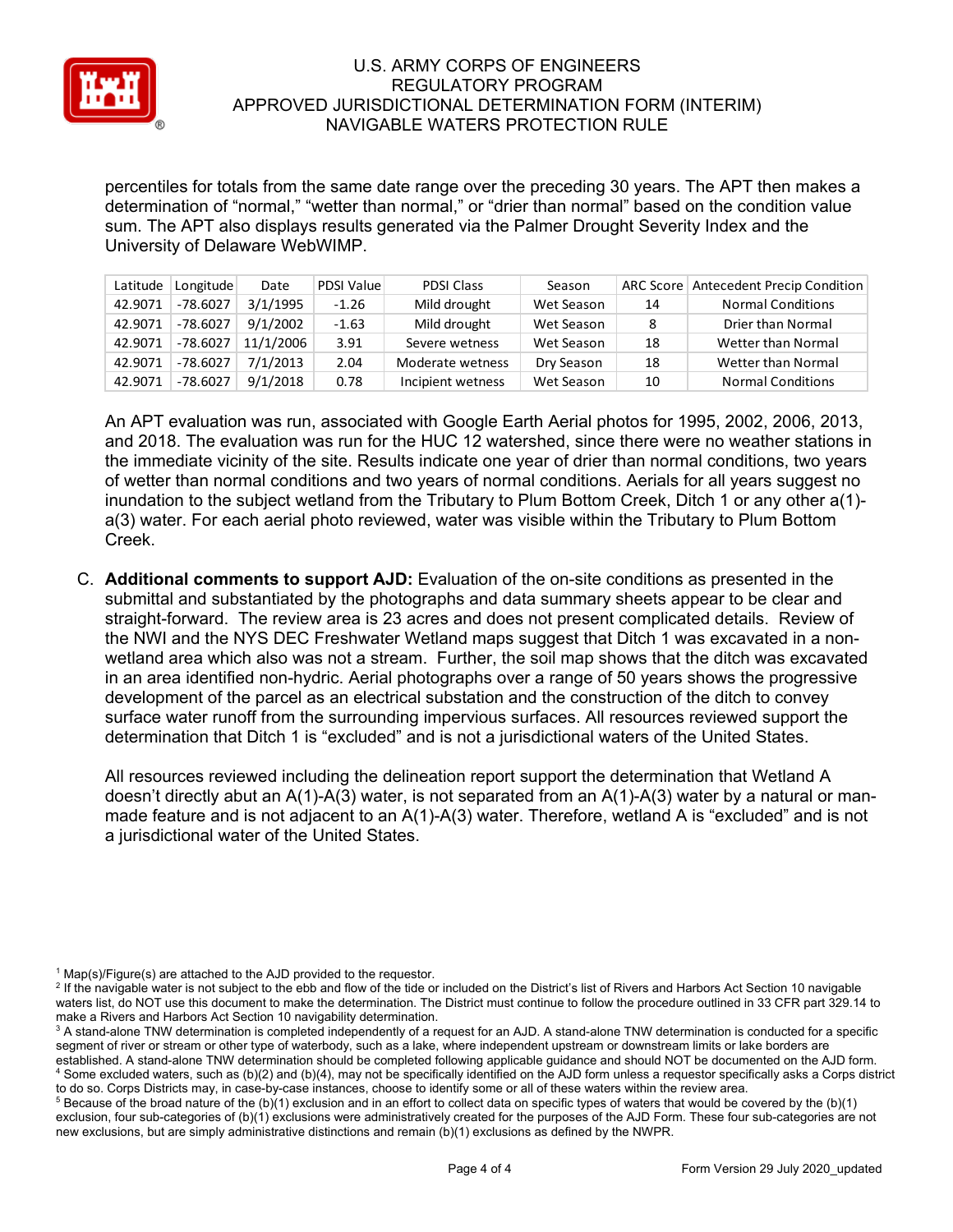percentiles for totals from the same date range over the preceding 30 years. The APT then makes a determination of "normal," "wetter than normal," or "drier than normal" based on the condition value sum. The APT also displays results generated via the Palmer Drought Severity Index and the University of Delaware WebWIMP.

| Latitude | Longitude | Date | PDSI Value | PDSI Class | Season | ARC Score | Antecedent Precip Condition |
|---|---|---|---|---|---|---|---|
| 42.9071 | -78.6027 | 3/1/1995 | -1.26 | Mild drought | Wet Season | 14 | Normal Conditions |
| 42.9071 | -78.6027 | 9/1/2002 | -1.63 | Mild drought | Wet Season | 8 | Drier than Normal |
| 42.9071 | -78.6027 | 11/1/2006 | 3.91 | Severe wetness | Wet Season | 18 | Wetter than Normal |
| 42.9071 | -78.6027 | 7/1/2013 | 2.04 | Moderate wetness | Dry Season | 18 | Wetter than Normal |
| 42.9071 | -78.6027 | 9/1/2018 | 0.78 | Incipient wetness | Wet Season | 10 | Normal Conditions |

An APT evaluation was run, associated with Google Earth Aerial photos for 1995, 2002, 2006, 2013, and 2018. The evaluation was run for the HUC 12 watershed, since there were no weather stations in the immediate vicinity of the site. Results indicate one year of drier than normal conditions, two years of wetter than normal conditions and two years of normal conditions. Aerials for all years suggest no inundation to the subject wetland from the Tributary to Plum Bottom Creek, Ditch 1 or any other a(1)-a(3) water. For each aerial photo reviewed, water was visible within the Tributary to Plum Bottom Creek.

C. **Additional comments to support AJD:** Evaluation of the on-site conditions as presented in the submittal and substantiated by the photographs and data summary sheets appear to be clear and straight-forward. The review area is 23 acres and does not present complicated details. Review of the NWI and the NYS DEC Freshwater Wetland maps suggest that Ditch 1 was excavated in a non-wetland area which also was not a stream. Further, the soil map shows that the ditch was excavated in an area identified non-hydric. Aerial photographs over a range of 50 years shows the progressive development of the parcel as an electrical substation and the construction of the ditch to convey surface water runoff from the surrounding impervious surfaces. All resources reviewed support the determination that Ditch 1 is "excluded" and is not a jurisdictional waters of the United States.

All resources reviewed including the delineation report support the determination that Wetland A doesn't directly abut an A(1)-A(3) water, is not separated from an A(1)-A(3) water by a natural or man-made feature and is not adjacent to an A(1)-A(3) water. Therefore, wetland A is "excluded" and is not a jurisdictional water of the United States.

[1] Map(s)/Figure(s) are attached to the AJD provided to the requestor.

[2] If the navigable water is not subject to the ebb and flow of the tide or included on the District's list of Rivers and Harbors Act Section 10 navigable waters list, do NOT use this document to make the determination. The District must continue to follow the procedure outlined in 33 CFR part 329.14 to make a Rivers and Harbors Act Section 10 navigability determination.

[3] A stand-alone TNW determination is completed independently of a request for an AJD. A stand-alone TNW determination is conducted for a specific segment of river or stream or other type of waterbody, such as a lake, where independent upstream or downstream limits or lake borders are established. A stand-alone TNW determination should be completed following applicable guidance and should NOT be documented on the AJD form.

[4] Some excluded waters, such as (b)(2) and (b)(4), may not be specifically identified on the AJD form unless a requestor specifically asks a Corps district to do so. Corps Districts may, in case-by-case instances, choose to identify some or all of these waters within the review area.

[5] Because of the broad nature of the (b)(1) exclusion and in an effort to collect data on specific types of waters that would be covered by the (b)(1) exclusion, four sub-categories of (b)(1) exclusions were administratively created for the purposes of the AJD Form. These four sub-categories are not new exclusions, but are simply administrative distinctions and remain (b)(1) exclusions as defined by the NWPR.